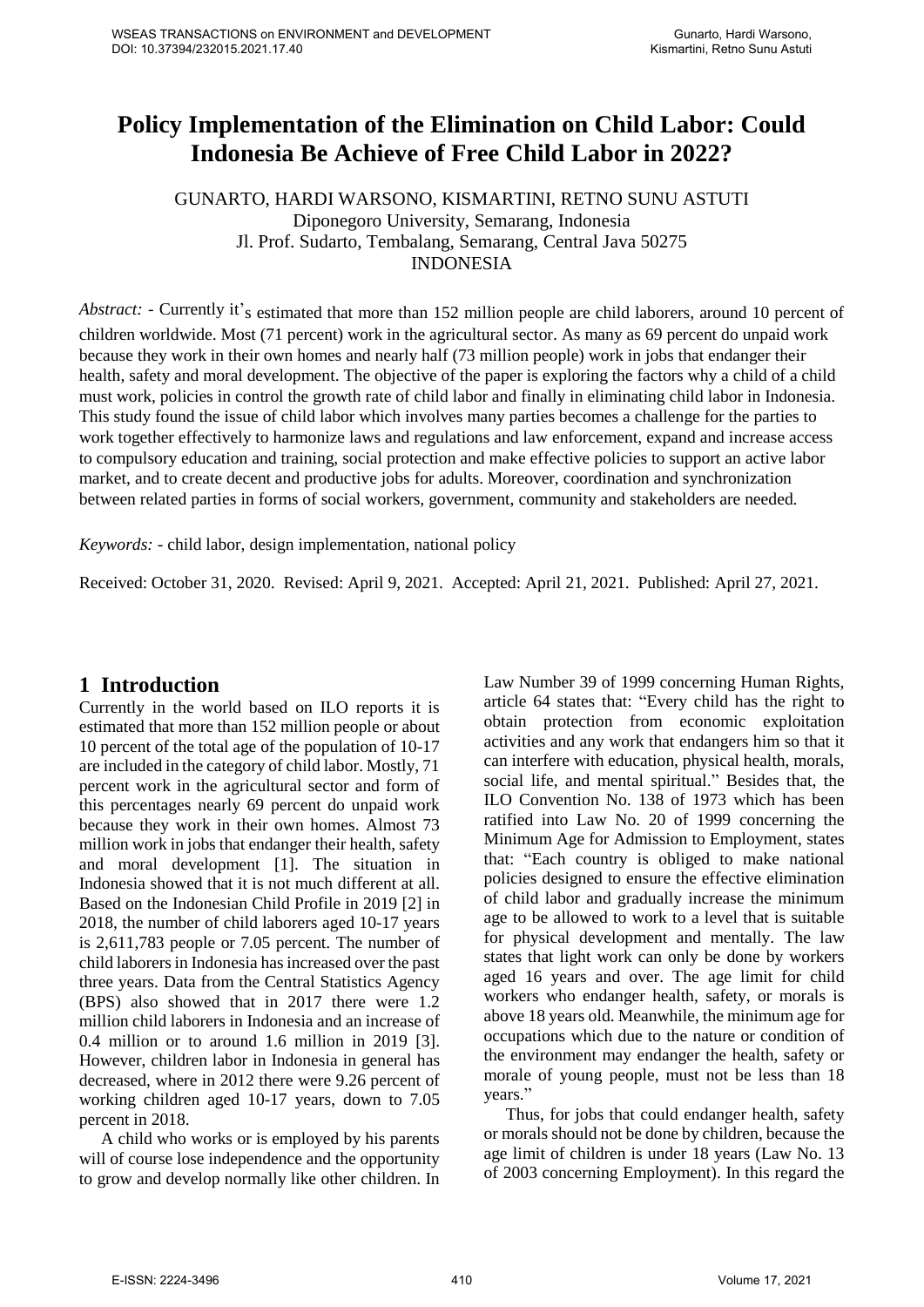# Policy Implementation of the Elimination on Child Labor: Could Indonesia Be Achieve of Free Child Labor in 2022?

GUNARTO, HARDI WARSONO, KISMARTINI, RETNO SUNU ASTUTI
Diponegoro University, Semarang, Indonesia
Jl. Prof. Sudarto, Tembalang, Semarang, Central Java 50275
INDONESIA

*Abstract:* - Currently it's estimated that more than 152 million people are child laborers, around 10 percent of children worldwide. Most (71 percent) work in the agricultural sector. As many as 69 percent do unpaid work because they work in their own homes and nearly half (73 million people) work in jobs that endanger their health, safety and moral development. The objective of the paper is exploring the factors why a child of a child must work, policies in control the growth rate of child labor and finally in eliminating child labor in Indonesia. This study found the issue of child labor which involves many parties becomes a challenge for the parties to work together effectively to harmonize laws and regulations and law enforcement, expand and increase access to compulsory education and training, social protection and make effective policies to support an active labor market, and to create decent and productive jobs for adults. Moreover, coordination and synchronization between related parties in forms of social workers, government, community and stakeholders are needed.

*Keywords:* - child labor, design implementation, national policy

Received: October 31, 2020. Revised: April 9, 2021. Accepted: April 21, 2021. Published: April 27, 2021.

## 1 Introduction

Currently in the world based on ILO reports it is estimated that more than 152 million people or about 10 percent of the total age of the population of 10-17 are included in the category of child labor. Mostly, 71 percent work in the agricultural sector and form of this percentages nearly 69 percent do unpaid work because they work in their own homes. Almost 73 million work in jobs that endanger their health, safety and moral development [1]. The situation in Indonesia showed that it is not much different at all. Based on the Indonesian Child Profile in 2019 [2] in 2018, the number of child laborers aged 10-17 years is 2,611,783 people or 7.05 percent. The number of child laborers in Indonesia has increased over the past three years. Data from the Central Statistics Agency (BPS) also showed that in 2017 there were 1.2 million child laborers in Indonesia and an increase of 0.4 million or to around 1.6 million in 2019 [3]. However, children labor in Indonesia in general has decreased, where in 2012 there were 9.26 percent of working children aged 10-17 years, down to 7.05 percent in 2018.

A child who works or is employed by his parents will of course lose independence and the opportunity to grow and develop normally like other children. In Law Number 39 of 1999 concerning Human Rights, article 64 states that: "Every child has the right to obtain protection from economic exploitation activities and any work that endangers him so that it can interfere with education, physical health, morals, social life, and mental spiritual." Besides that, the ILO Convention No. 138 of 1973 which has been ratified into Law No. 20 of 1999 concerning the Minimum Age for Admission to Employment, states that: "Each country is obliged to make national policies designed to ensure the effective elimination of child labor and gradually increase the minimum age to be allowed to work to a level that is suitable for physical development and mentally. The law states that light work can only be done by workers aged 16 years and over. The age limit for child workers who endanger health, safety, or morals is above 18 years old. Meanwhile, the minimum age for occupations which due to the nature or condition of the environment may endanger the health, safety or morale of young people, must not be less than 18 years."

Thus, for jobs that could endanger health, safety or morals should not be done by children, because the age limit of children is under 18 years (Law No. 13 of 2003 concerning Employment). In this regard the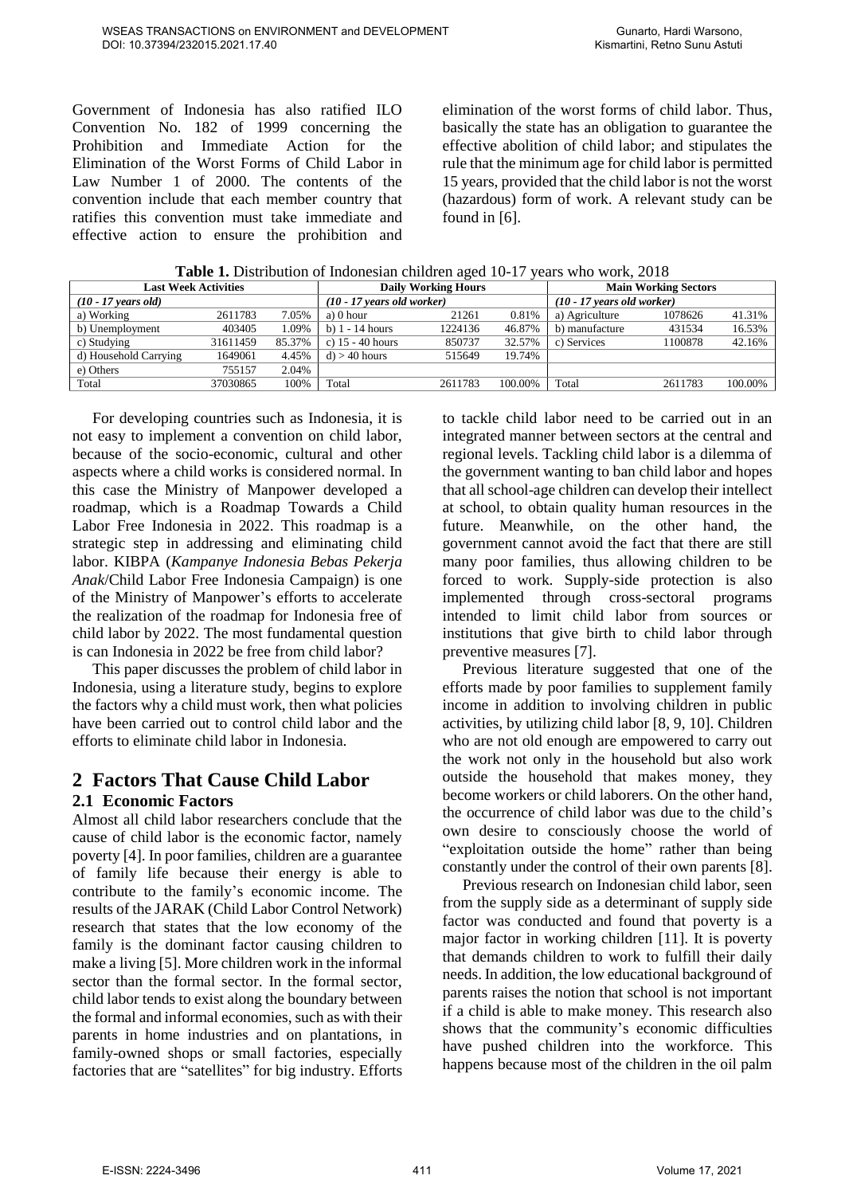Government of Indonesia has also ratified ILO Convention No. 182 of 1999 concerning the Prohibition and Immediate Action for the Elimination of the Worst Forms of Child Labor in Law Number 1 of 2000. The contents of the convention include that each member country that ratifies this convention must take immediate and effective action to ensure the prohibition and elimination of the worst forms of child labor. Thus, basically the state has an obligation to guarantee the effective abolition of child labor; and stipulates the rule that the minimum age for child labor is permitted 15 years, provided that the child labor is not the worst (hazardous) form of work. A relevant study can be found in [6].

**Table 1.** Distribution of Indonesian children aged 10-17 years who work, 2018

| Last Week Activities | | | Daily Working Hours | | | Main Working Sectors | | |
|---|---|---|---|---|---|---|---|---|
| *(10 - 17 years old)* | | | *(10 - 17 years old worker)* | | | *(10 - 17 years old worker)* | | |
| a) Working | 2611783 | 7.05% | a) 0 hour | 21261 | 0.81% | a) Agriculture | 1078626 | 41.31% |
| b) Unemployment | 403405 | 1.09% | b) 1 - 14 hours | 1224136 | 46.87% | b) manufacture | 431534 | 16.53% |
| c) Studying | 31611459 | 85.37% | c) 15 - 40 hours | 850737 | 32.57% | c) Services | 1100878 | 42.16% |
| d) Household Carrying | 1649061 | 4.45% | d) > 40 hours | 515649 | 19.74% | | | |
| e) Others | 755157 | 2.04% | | | | | | |
| Total | 37030865 | 100% | Total | 2611783 | 100.00% | Total | 2611783 | 100.00% |

For developing countries such as Indonesia, it is not easy to implement a convention on child labor, because of the socio-economic, cultural and other aspects where a child works is considered normal. In this case the Ministry of Manpower developed a roadmap, which is a Roadmap Towards a Child Labor Free Indonesia in 2022. This roadmap is a strategic step in addressing and eliminating child labor. KIBPA (*Kampanye Indonesia Bebas Pekerja Anak*/Child Labor Free Indonesia Campaign) is one of the Ministry of Manpower's efforts to accelerate the realization of the roadmap for Indonesia free of child labor by 2022. The most fundamental question is can Indonesia in 2022 be free from child labor?

This paper discusses the problem of child labor in Indonesia, using a literature study, begins to explore the factors why a child must work, then what policies have been carried out to control child labor and the efforts to eliminate child labor in Indonesia.

## 2 Factors That Cause Child Labor

### 2.1 Economic Factors

Almost all child labor researchers conclude that the cause of child labor is the economic factor, namely poverty [4]. In poor families, children are a guarantee of family life because their energy is able to contribute to the family's economic income. The results of the JARAK (Child Labor Control Network) research that states that the low economy of the family is the dominant factor causing children to make a living [5]. More children work in the informal sector than the formal sector. In the formal sector, child labor tends to exist along the boundary between the formal and informal economies, such as with their parents in home industries and on plantations, in family-owned shops or small factories, especially factories that are "satellites" for big industry. Efforts to tackle child labor need to be carried out in an integrated manner between sectors at the central and regional levels. Tackling child labor is a dilemma of the government wanting to ban child labor and hopes that all school-age children can develop their intellect at school, to obtain quality human resources in the future. Meanwhile, on the other hand, the government cannot avoid the fact that there are still many poor families, thus allowing children to be forced to work. Supply-side protection is also implemented through cross-sectoral programs intended to limit child labor from sources or institutions that give birth to child labor through preventive measures [7].

Previous literature suggested that one of the efforts made by poor families to supplement family income in addition to involving children in public activities, by utilizing child labor [8, 9, 10]. Children who are not old enough are empowered to carry out the work not only in the household but also work outside the household that makes money, they become workers or child laborers. On the other hand, the occurrence of child labor was due to the child's own desire to consciously choose the world of "exploitation outside the home" rather than being constantly under the control of their own parents [8].

Previous research on Indonesian child labor, seen from the supply side as a determinant of supply side factor was conducted and found that poverty is a major factor in working children [11]. It is poverty that demands children to work to fulfill their daily needs. In addition, the low educational background of parents raises the notion that school is not important if a child is able to make money. This research also shows that the community's economic difficulties have pushed children into the workforce. This happens because most of the children in the oil palm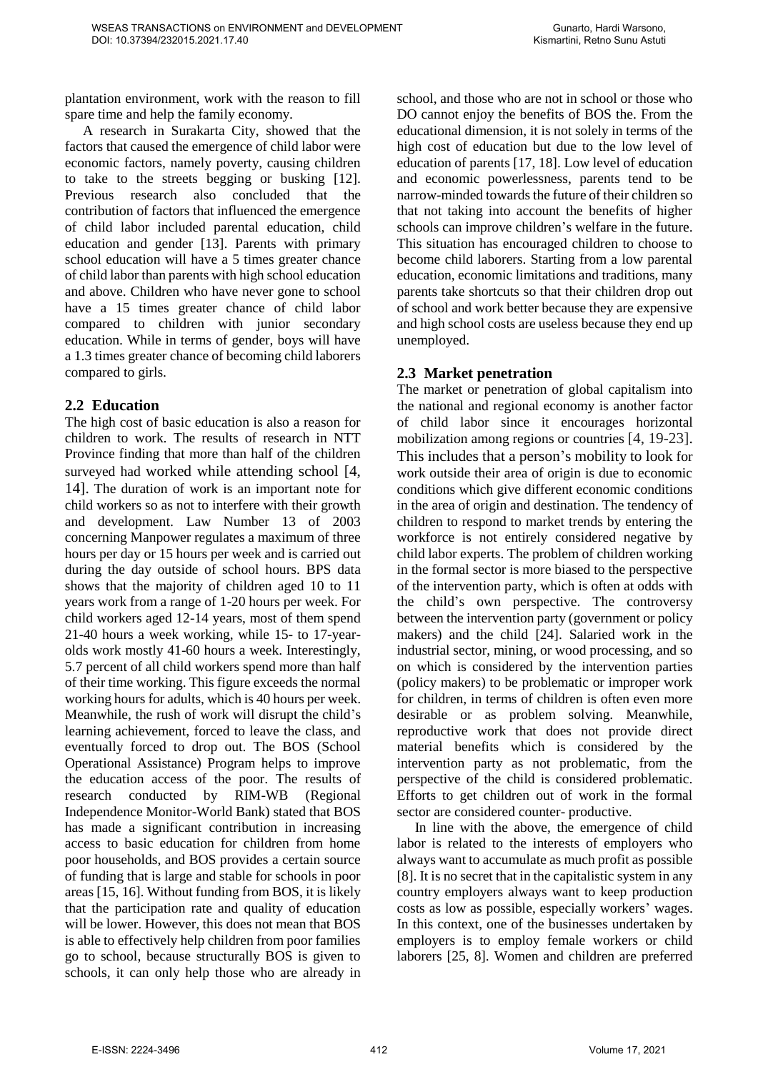plantation environment, work with the reason to fill spare time and help the family economy.

A research in Surakarta City, showed that the factors that caused the emergence of child labor were economic factors, namely poverty, causing children to take to the streets begging or busking [12]. Previous research also concluded that the contribution of factors that influenced the emergence of child labor included parental education, child education and gender [13]. Parents with primary school education will have a 5 times greater chance of child labor than parents with high school education and above. Children who have never gone to school have a 15 times greater chance of child labor compared to children with junior secondary education. While in terms of gender, boys will have a 1.3 times greater chance of becoming child laborers compared to girls.

## 2.2 Education

The high cost of basic education is also a reason for children to work. The results of research in NTT Province finding that more than half of the children surveyed had worked while attending school [4, 14]. The duration of work is an important note for child workers so as not to interfere with their growth and development. Law Number 13 of 2003 concerning Manpower regulates a maximum of three hours per day or 15 hours per week and is carried out during the day outside of school hours. BPS data shows that the majority of children aged 10 to 11 years work from a range of 1-20 hours per week. For child workers aged 12-14 years, most of them spend 21-40 hours a week working, while 15- to 17-year-olds work mostly 41-60 hours a week. Interestingly, 5.7 percent of all child workers spend more than half of their time working. This figure exceeds the normal working hours for adults, which is 40 hours per week. Meanwhile, the rush of work will disrupt the child's learning achievement, forced to leave the class, and eventually forced to drop out. The BOS (School Operational Assistance) Program helps to improve the education access of the poor. The results of research conducted by RIM-WB (Regional Independence Monitor-World Bank) stated that BOS has made a significant contribution in increasing access to basic education for children from home poor households, and BOS provides a certain source of funding that is large and stable for schools in poor areas [15, 16]. Without funding from BOS, it is likely that the participation rate and quality of education will be lower. However, this does not mean that BOS is able to effectively help children from poor families go to school, because structurally BOS is given to schools, it can only help those who are already in school, and those who are not in school or those who DO cannot enjoy the benefits of BOS the. From the educational dimension, it is not solely in terms of the high cost of education but due to the low level of education of parents [17, 18]. Low level of education and economic powerlessness, parents tend to be narrow-minded towards the future of their children so that not taking into account the benefits of higher schools can improve children's welfare in the future. This situation has encouraged children to choose to become child laborers. Starting from a low parental education, economic limitations and traditions, many parents take shortcuts so that their children drop out of school and work better because they are expensive and high school costs are useless because they end up unemployed.

## 2.3 Market penetration

The market or penetration of global capitalism into the national and regional economy is another factor of child labor since it encourages horizontal mobilization among regions or countries [4, 19-23]. This includes that a person's mobility to look for work outside their area of origin is due to economic conditions which give different economic conditions in the area of origin and destination. The tendency of children to respond to market trends by entering the workforce is not entirely considered negative by child labor experts. The problem of children working in the formal sector is more biased to the perspective of the intervention party, which is often at odds with the child's own perspective. The controversy between the intervention party (government or policy makers) and the child [24]. Salaried work in the industrial sector, mining, or wood processing, and so on which is considered by the intervention parties (policy makers) to be problematic or improper work for children, in terms of children is often even more desirable or as problem solving. Meanwhile, reproductive work that does not provide direct material benefits which is considered by the intervention party as not problematic, from the perspective of the child is considered problematic. Efforts to get children out of work in the formal sector are considered counter- productive.

In line with the above, the emergence of child labor is related to the interests of employers who always want to accumulate as much profit as possible [8]. It is no secret that in the capitalistic system in any country employers always want to keep production costs as low as possible, especially workers' wages. In this context, one of the businesses undertaken by employers is to employ female workers or child laborers [25, 8]. Women and children are preferred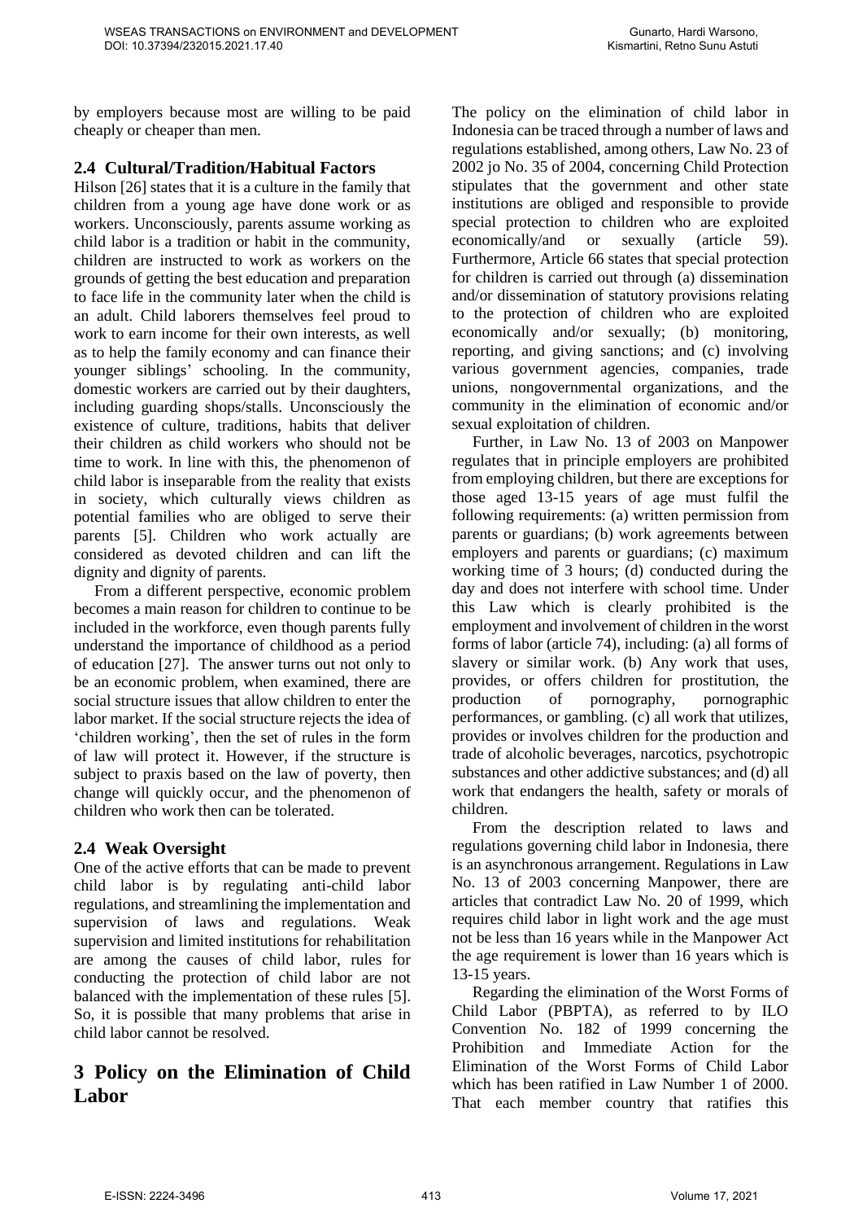by employers because most are willing to be paid cheaply or cheaper than men.

## 2.4 Cultural/Tradition/Habitual Factors

Hilson [26] states that it is a culture in the family that children from a young age have done work or as workers. Unconsciously, parents assume working as child labor is a tradition or habit in the community, children are instructed to work as workers on the grounds of getting the best education and preparation to face life in the community later when the child is an adult. Child laborers themselves feel proud to work to earn income for their own interests, as well as to help the family economy and can finance their younger siblings' schooling. In the community, domestic workers are carried out by their daughters, including guarding shops/stalls. Unconsciously the existence of culture, traditions, habits that deliver their children as child workers who should not be time to work. In line with this, the phenomenon of child labor is inseparable from the reality that exists in society, which culturally views children as potential families who are obliged to serve their parents [5]. Children who work actually are considered as devoted children and can lift the dignity and dignity of parents.

From a different perspective, economic problem becomes a main reason for children to continue to be included in the workforce, even though parents fully understand the importance of childhood as a period of education [27]. The answer turns out not only to be an economic problem, when examined, there are social structure issues that allow children to enter the labor market. If the social structure rejects the idea of 'children working', then the set of rules in the form of law will protect it. However, if the structure is subject to praxis based on the law of poverty, then change will quickly occur, and the phenomenon of children who work then can be tolerated.

## 2.4 Weak Oversight

One of the active efforts that can be made to prevent child labor is by regulating anti-child labor regulations, and streamlining the implementation and supervision of laws and regulations. Weak supervision and limited institutions for rehabilitation are among the causes of child labor, rules for conducting the protection of child labor are not balanced with the implementation of these rules [5]. So, it is possible that many problems that arise in child labor cannot be resolved.

# 3 Policy on the Elimination of Child Labor

The policy on the elimination of child labor in Indonesia can be traced through a number of laws and regulations established, among others, Law No. 23 of 2002 jo No. 35 of 2004, concerning Child Protection stipulates that the government and other state institutions are obliged and responsible to provide special protection to children who are exploited economically/and or sexually (article 59). Furthermore, Article 66 states that special protection for children is carried out through (a) dissemination and/or dissemination of statutory provisions relating to the protection of children who are exploited economically and/or sexually; (b) monitoring, reporting, and giving sanctions; and (c) involving various government agencies, companies, trade unions, nongovernmental organizations, and the community in the elimination of economic and/or sexual exploitation of children.

Further, in Law No. 13 of 2003 on Manpower regulates that in principle employers are prohibited from employing children, but there are exceptions for those aged 13-15 years of age must fulfil the following requirements: (a) written permission from parents or guardians; (b) work agreements between employers and parents or guardians; (c) maximum working time of 3 hours; (d) conducted during the day and does not interfere with school time. Under this Law which is clearly prohibited is the employment and involvement of children in the worst forms of labor (article 74), including: (a) all forms of slavery or similar work. (b) Any work that uses, provides, or offers children for prostitution, the production of pornography, pornographic performances, or gambling. (c) all work that utilizes, provides or involves children for the production and trade of alcoholic beverages, narcotics, psychotropic substances and other addictive substances; and (d) all work that endangers the health, safety or morals of children.

From the description related to laws and regulations governing child labor in Indonesia, there is an asynchronous arrangement. Regulations in Law No. 13 of 2003 concerning Manpower, there are articles that contradict Law No. 20 of 1999, which requires child labor in light work and the age must not be less than 16 years while in the Manpower Act the age requirement is lower than 16 years which is 13-15 years.

Regarding the elimination of the Worst Forms of Child Labor (PBPTA), as referred to by ILO Convention No. 182 of 1999 concerning the Prohibition and Immediate Action for the Elimination of the Worst Forms of Child Labor which has been ratified in Law Number 1 of 2000. That each member country that ratifies this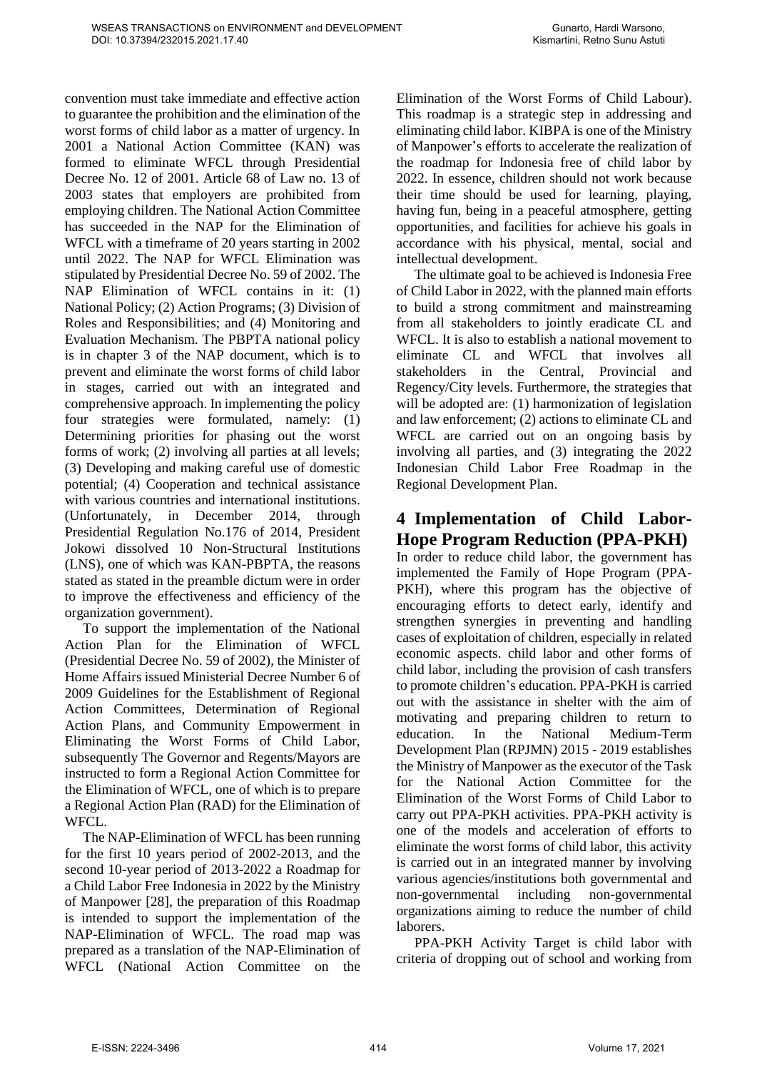convention must take immediate and effective action to guarantee the prohibition and the elimination of the worst forms of child labor as a matter of urgency. In 2001 a National Action Committee (KAN) was formed to eliminate WFCL through Presidential Decree No. 12 of 2001. Article 68 of Law no. 13 of 2003 states that employers are prohibited from employing children. The National Action Committee has succeeded in the NAP for the Elimination of WFCL with a timeframe of 20 years starting in 2002 until 2022. The NAP for WFCL Elimination was stipulated by Presidential Decree No. 59 of 2002. The NAP Elimination of WFCL contains in it: (1) National Policy; (2) Action Programs; (3) Division of Roles and Responsibilities; and (4) Monitoring and Evaluation Mechanism. The PBPTA national policy is in chapter 3 of the NAP document, which is to prevent and eliminate the worst forms of child labor in stages, carried out with an integrated and comprehensive approach. In implementing the policy four strategies were formulated, namely: (1) Determining priorities for phasing out the worst forms of work; (2) involving all parties at all levels; (3) Developing and making careful use of domestic potential; (4) Cooperation and technical assistance with various countries and international institutions. (Unfortunately, in December 2014, through Presidential Regulation No.176 of 2014, President Jokowi dissolved 10 Non-Structural Institutions (LNS), one of which was KAN-PBPTA, the reasons stated as stated in the preamble dictum were in order to improve the effectiveness and efficiency of the organization government).

To support the implementation of the National Action Plan for the Elimination of WFCL (Presidential Decree No. 59 of 2002), the Minister of Home Affairs issued Ministerial Decree Number 6 of 2009 Guidelines for the Establishment of Regional Action Committees, Determination of Regional Action Plans, and Community Empowerment in Eliminating the Worst Forms of Child Labor, subsequently The Governor and Regents/Mayors are instructed to form a Regional Action Committee for the Elimination of WFCL, one of which is to prepare a Regional Action Plan (RAD) for the Elimination of WFCL.

The NAP-Elimination of WFCL has been running for the first 10 years period of 2002-2013, and the second 10-year period of 2013-2022 a Roadmap for a Child Labor Free Indonesia in 2022 by the Ministry of Manpower [28], the preparation of this Roadmap is intended to support the implementation of the NAP-Elimination of WFCL. The road map was prepared as a translation of the NAP-Elimination of WFCL (National Action Committee on the Elimination of the Worst Forms of Child Labour). This roadmap is a strategic step in addressing and eliminating child labor. KIBPA is one of the Ministry of Manpower's efforts to accelerate the realization of the roadmap for Indonesia free of child labor by 2022. In essence, children should not work because their time should be used for learning, playing, having fun, being in a peaceful atmosphere, getting opportunities, and facilities for achieve his goals in accordance with his physical, mental, social and intellectual development.

The ultimate goal to be achieved is Indonesia Free of Child Labor in 2022, with the planned main efforts to build a strong commitment and mainstreaming from all stakeholders to jointly eradicate CL and WFCL. It is also to establish a national movement to eliminate CL and WFCL that involves all stakeholders in the Central, Provincial and Regency/City levels. Furthermore, the strategies that will be adopted are: (1) harmonization of legislation and law enforcement; (2) actions to eliminate CL and WFCL are carried out on an ongoing basis by involving all parties, and (3) integrating the 2022 Indonesian Child Labor Free Roadmap in the Regional Development Plan.

# 4 Implementation of Child Labor-Hope Program Reduction (PPA-PKH)

In order to reduce child labor, the government has implemented the Family of Hope Program (PPA-PKH), where this program has the objective of encouraging efforts to detect early, identify and strengthen synergies in preventing and handling cases of exploitation of children, especially in related economic aspects. child labor and other forms of child labor, including the provision of cash transfers to promote children's education. PPA-PKH is carried out with the assistance in shelter with the aim of motivating and preparing children to return to education. In the National Medium-Term Development Plan (RPJMN) 2015 - 2019 establishes the Ministry of Manpower as the executor of the Task for the National Action Committee for the Elimination of the Worst Forms of Child Labor to carry out PPA-PKH activities. PPA-PKH activity is one of the models and acceleration of efforts to eliminate the worst forms of child labor, this activity is carried out in an integrated manner by involving various agencies/institutions both governmental and non-governmental including non-governmental organizations aiming to reduce the number of child laborers.

PPA-PKH Activity Target is child labor with criteria of dropping out of school and working from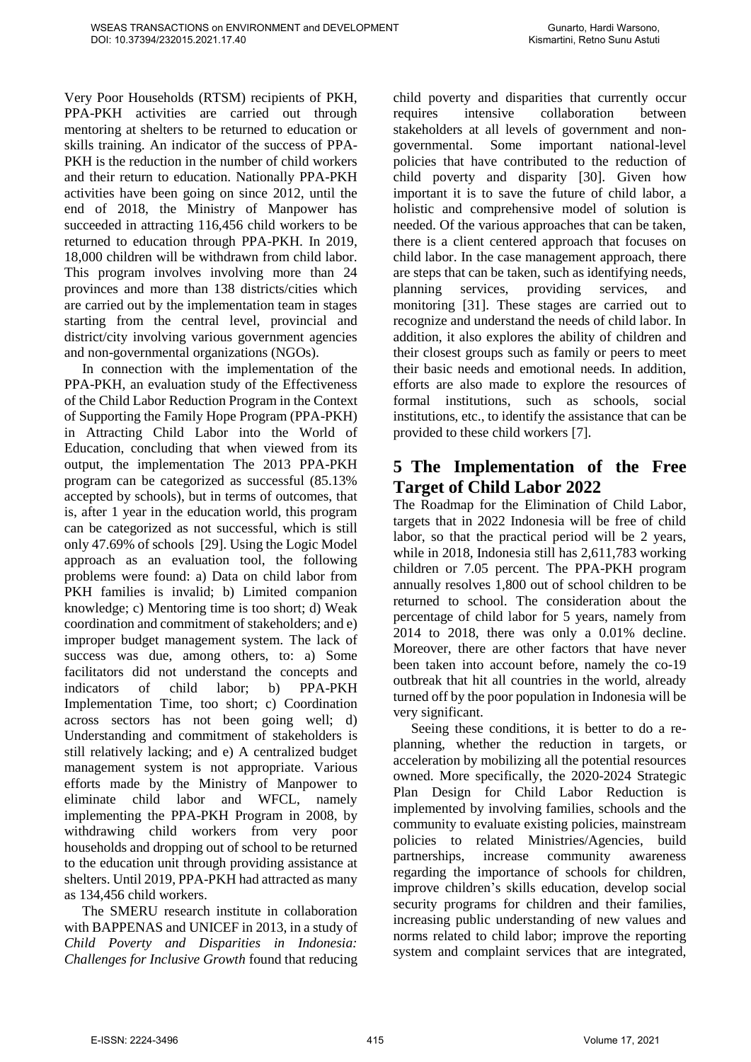Very Poor Households (RTSM) recipients of PKH, PPA-PKH activities are carried out through mentoring at shelters to be returned to education or skills training. An indicator of the success of PPA-PKH is the reduction in the number of child workers and their return to education. Nationally PPA-PKH activities have been going on since 2012, until the end of 2018, the Ministry of Manpower has succeeded in attracting 116,456 child workers to be returned to education through PPA-PKH. In 2019, 18,000 children will be withdrawn from child labor. This program involves involving more than 24 provinces and more than 138 districts/cities which are carried out by the implementation team in stages starting from the central level, provincial and district/city involving various government agencies and non-governmental organizations (NGOs).

In connection with the implementation of the PPA-PKH, an evaluation study of the Effectiveness of the Child Labor Reduction Program in the Context of Supporting the Family Hope Program (PPA-PKH) in Attracting Child Labor into the World of Education, concluding that when viewed from its output, the implementation The 2013 PPA-PKH program can be categorized as successful (85.13% accepted by schools), but in terms of outcomes, that is, after 1 year in the education world, this program can be categorized as not successful, which is still only 47.69% of schools [29]. Using the Logic Model approach as an evaluation tool, the following problems were found: a) Data on child labor from PKH families is invalid; b) Limited companion knowledge; c) Mentoring time is too short; d) Weak coordination and commitment of stakeholders; and e) improper budget management system. The lack of success was due, among others, to: a) Some facilitators did not understand the concepts and indicators of child labor; b) PPA-PKH Implementation Time, too short; c) Coordination across sectors has not been going well; d) Understanding and commitment of stakeholders is still relatively lacking; and e) A centralized budget management system is not appropriate. Various efforts made by the Ministry of Manpower to eliminate child labor and WFCL, namely implementing the PPA-PKH Program in 2008, by withdrawing child workers from very poor households and dropping out of school to be returned to the education unit through providing assistance at shelters. Until 2019, PPA-PKH had attracted as many as 134,456 child workers.

The SMERU research institute in collaboration with BAPPENAS and UNICEF in 2013, in a study of *Child Poverty and Disparities in Indonesia: Challenges for Inclusive Growth* found that reducing child poverty and disparities that currently occur requires intensive collaboration between stakeholders at all levels of government and non-governmental. Some important national-level policies that have contributed to the reduction of child poverty and disparity [30]. Given how important it is to save the future of child labor, a holistic and comprehensive model of solution is needed. Of the various approaches that can be taken, there is a client centered approach that focuses on child labor. In the case management approach, there are steps that can be taken, such as identifying needs, planning services, providing services, and monitoring [31]. These stages are carried out to recognize and understand the needs of child labor. In addition, it also explores the ability of children and their closest groups such as family or peers to meet their basic needs and emotional needs. In addition, efforts are also made to explore the resources of formal institutions, such as schools, social institutions, etc., to identify the assistance that can be provided to these child workers [7].

# 5 The Implementation of the Free Target of Child Labor 2022

The Roadmap for the Elimination of Child Labor, targets that in 2022 Indonesia will be free of child labor, so that the practical period will be 2 years, while in 2018, Indonesia still has 2,611,783 working children or 7.05 percent. The PPA-PKH program annually resolves 1,800 out of school children to be returned to school. The consideration about the percentage of child labor for 5 years, namely from 2014 to 2018, there was only a 0.01% decline. Moreover, there are other factors that have never been taken into account before, namely the co-19 outbreak that hit all countries in the world, already turned off by the poor population in Indonesia will be very significant.

Seeing these conditions, it is better to do a re-planning, whether the reduction in targets, or acceleration by mobilizing all the potential resources owned. More specifically, the 2020-2024 Strategic Plan Design for Child Labor Reduction is implemented by involving families, schools and the community to evaluate existing policies, mainstream policies to related Ministries/Agencies, build partnerships, increase community awareness regarding the importance of schools for children, improve children's skills education, develop social security programs for children and their families, increasing public understanding of new values and norms related to child labor; improve the reporting system and complaint services that are integrated,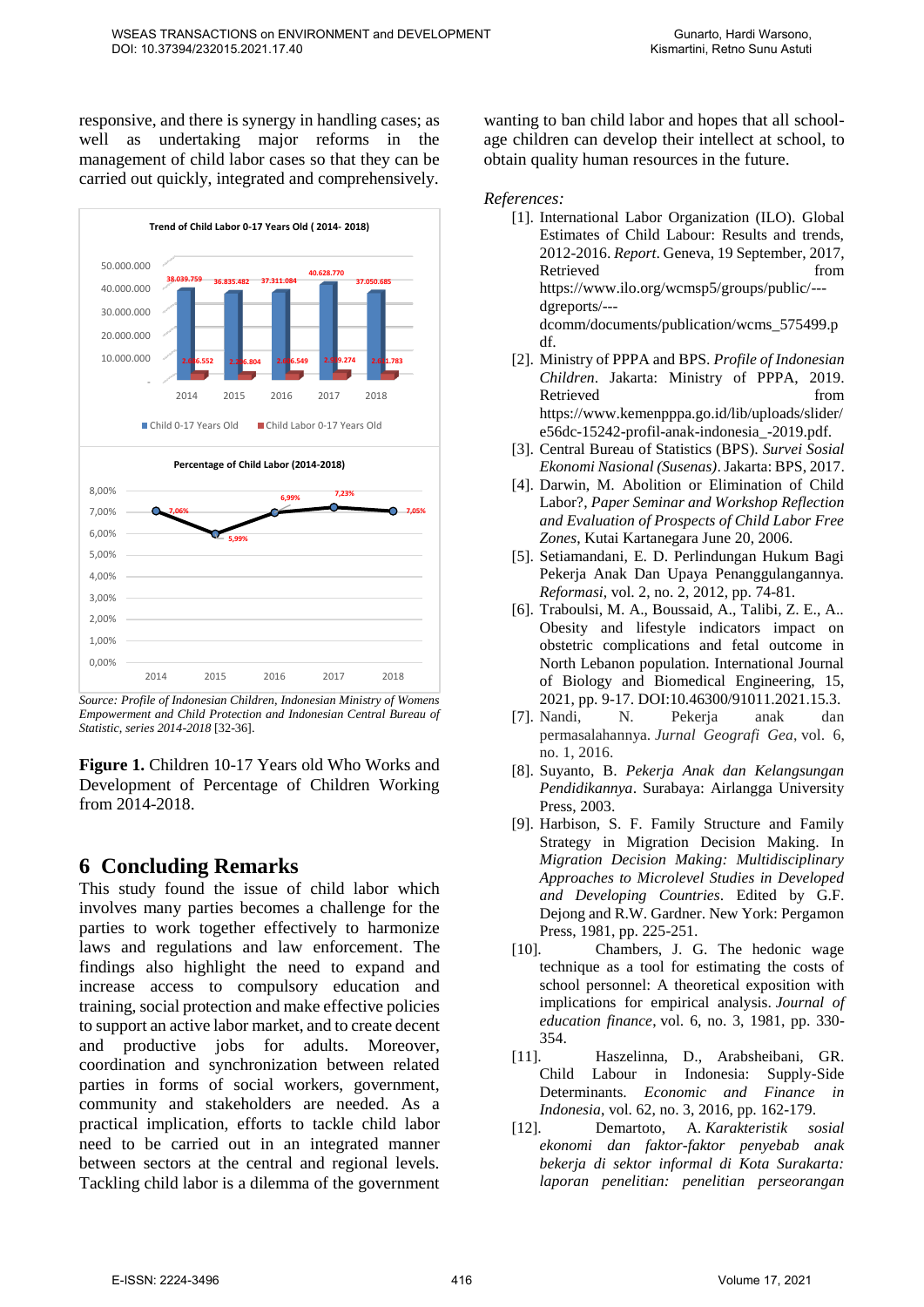responsive, and there is synergy in handling cases; as well as undertaking major reforms in the management of child labor cases so that they can be carried out quickly, integrated and comprehensively.

Source: Profile of Indonesian Children, Indonesian Ministry of Womens Empowerment and Child Protection and Indonesian Central Bureau of Statistic, series 2014-2018 [32-36].

**Figure 1.** Children 10-17 Years old Who Works and Development of Percentage of Children Working from 2014-2018.

## 6 Concluding Remarks

This study found the issue of child labor which involves many parties becomes a challenge for the parties to work together effectively to harmonize laws and regulations and law enforcement. The findings also highlight the need to expand and increase access to compulsory education and training, social protection and make effective policies to support an active labor market, and to create decent and productive jobs for adults. Moreover, coordination and synchronization between related parties in forms of social workers, government, community and stakeholders are needed. As a practical implication, efforts to tackle child labor need to be carried out in an integrated manner between sectors at the central and regional levels. Tackling child labor is a dilemma of the government wanting to ban child labor and hopes that all school-age children can develop their intellect at school, to obtain quality human resources in the future.

*References:*

[1]. International Labor Organization (ILO). Global Estimates of Child Labour: Results and trends, 2012-2016. *Report*. Geneva, 19 September, 2017, Retrieved from https://www.ilo.org/wcmsp5/groups/public/---dgreports/---dcomm/documents/publication/wcms_575499.pdf.

[2]. Ministry of PPPA and BPS. *Profile of Indonesian Children*. Jakarta: Ministry of PPPA, 2019. Retrieved from https://www.kemenpppa.go.id/lib/uploads/slider/e56dc-15242-profil-anak-indonesia_-2019.pdf.

[3]. Central Bureau of Statistics (BPS). *Survei Sosial Ekonomi Nasional (Susenas)*. Jakarta: BPS, 2017.

[4]. Darwin, M. Abolition or Elimination of Child Labor?, *Paper Seminar and Workshop Reflection and Evaluation of Prospects of Child Labor Free Zones*, Kutai Kartanegara June 20, 2006.

[5]. Setiamandani, E. D. Perlindungan Hukum Bagi Pekerja Anak Dan Upaya Penanggulangannya. *Reformasi*, vol. 2, no. 2, 2012, pp. 74-81.

[6]. Traboulsi, M. A., Boussaid, A., Talibi, Z. E., A.. Obesity and lifestyle indicators impact on obstetric complications and fetal outcome in North Lebanon population. International Journal of Biology and Biomedical Engineering, 15, 2021, pp. 9-17. DOI:10.46300/91011.2021.15.3.

[7]. Nandi, N. Pekerja anak dan permasalahannya. *Jurnal Geografi Gea*, vol. 6, no. 1, 2016.

[8]. Suyanto, B. *Pekerja Anak dan Kelangsungan Pendidikannya*. Surabaya: Airlangga University Press, 2003.

[9]. Harbison, S. F. Family Structure and Family Strategy in Migration Decision Making. In *Migration Decision Making: Multidisciplinary Approaches to Microlevel Studies in Developed and Developing Countries*. Edited by G.F. Dejong and R.W. Gardner. New York: Pergamon Press, 1981, pp. 225-251.

[10]. Chambers, J. G. The hedonic wage technique as a tool for estimating the costs of school personnel: A theoretical exposition with implications for empirical analysis. *Journal of education finance*, vol. 6, no. 3, 1981, pp. 330-354.

[11]. Haszelinna, D., Arabsheibani, GR. Child Labour in Indonesia: Supply-Side Determinants. *Economic and Finance in Indonesia*, vol. 62, no. 3, 2016, pp. 162-179.

[12]. Demartoto, A. *Karakteristik sosial ekonomi dan faktor-faktor penyebab anak bekerja di sektor informal di Kota Surakarta: laporan penelitian: penelitian perseorangan*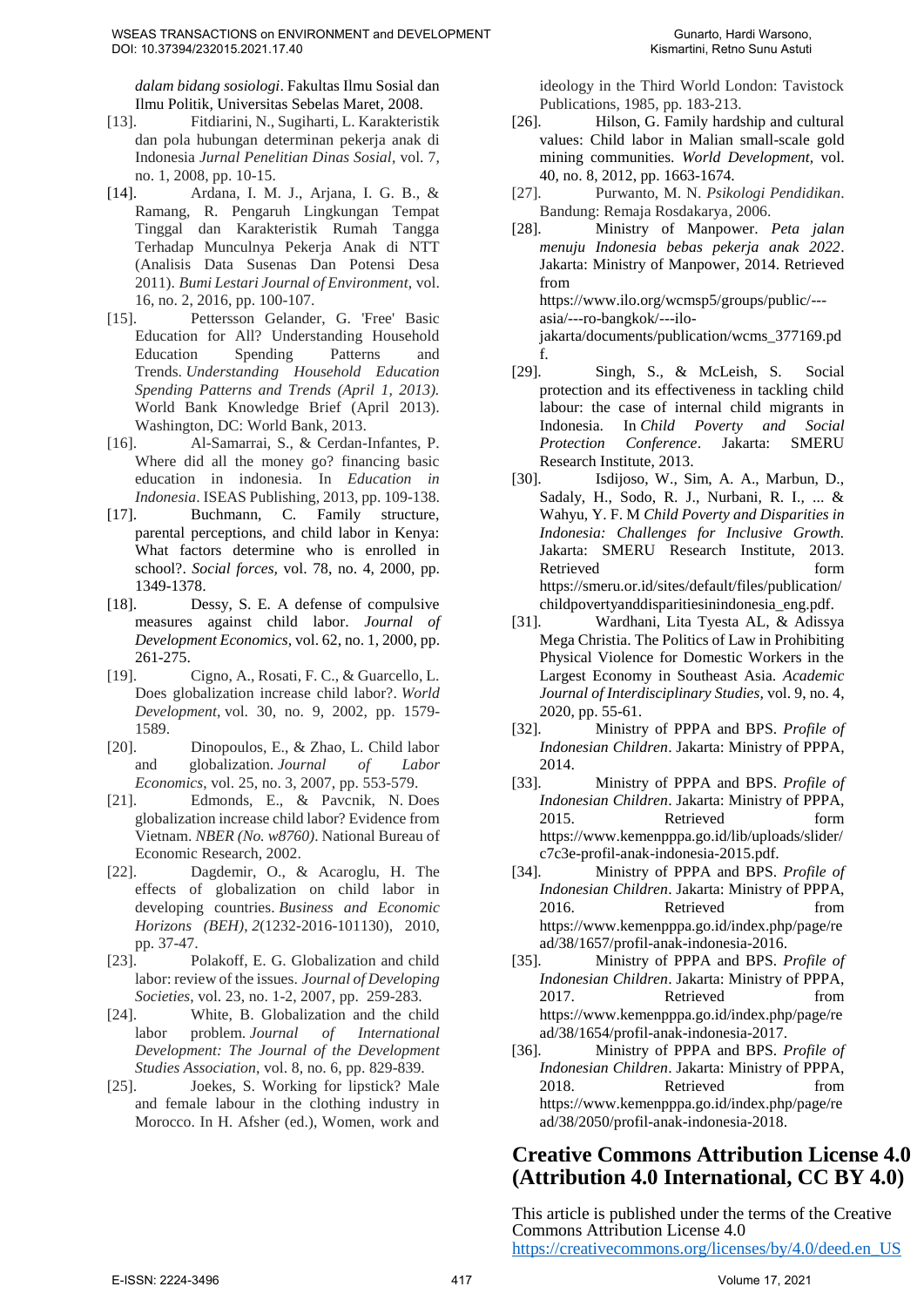*dalam bidang sosiologi*. Fakultas Ilmu Sosial dan Ilmu Politik, Universitas Sebelas Maret, 2008.

[13]. Fitdiarini, N., Sugiharti, L. Karakteristik dan pola hubungan determinan pekerja anak di Indonesia *Jurnal Penelitian Dinas Sosial*, vol. 7, no. 1, 2008, pp. 10-15.

[14]. Ardana, I. M. J., Arjana, I. G. B., & Ramang, R. Pengaruh Lingkungan Tempat Tinggal dan Karakteristik Rumah Tangga Terhadap Munculnya Pekerja Anak di NTT (Analisis Data Susenas Dan Potensi Desa 2011). *Bumi Lestari Journal of Environment*, vol. 16, no. 2, 2016, pp. 100-107.

[15]. Pettersson Gelander, G. 'Free' Basic Education for All? Understanding Household Education Spending Patterns and Trends. *Understanding Household Education Spending Patterns and Trends (April 1, 2013).* World Bank Knowledge Brief (April 2013). Washington, DC: World Bank, 2013.

[16]. Al-Samarrai, S., & Cerdan-Infantes, P. Where did all the money go? financing basic education in indonesia. In *Education in Indonesia*. ISEAS Publishing, 2013, pp. 109-138.

[17]. Buchmann, C. Family structure, parental perceptions, and child labor in Kenya: What factors determine who is enrolled in school?. *Social forces*, vol. 78, no. 4, 2000, pp. 1349-1378.

[18]. Dessy, S. E. A defense of compulsive measures against child labor. *Journal of Development Economics*, vol. 62, no. 1, 2000, pp. 261-275.

[19]. Cigno, A., Rosati, F. C., & Guarcello, L. Does globalization increase child labor?. *World Development*, vol. 30, no. 9, 2002, pp. 1579-1589.

[20]. Dinopoulos, E., & Zhao, L. Child labor and globalization. *Journal of Labor Economics*, vol. 25, no. 3, 2007, pp. 553-579.

[21]. Edmonds, E., & Pavcnik, N. Does globalization increase child labor? Evidence from Vietnam. *NBER (No. w8760)*. National Bureau of Economic Research, 2002.

[22]. Dagdemir, O., & Acaroglu, H. The effects of globalization on child labor in developing countries. *Business and Economic Horizons (BEH)*, *2*(1232-2016-101130), 2010, pp. 37-47.

[23]. Polakoff, E. G. Globalization and child labor: review of the issues. *Journal of Developing Societies*, vol. 23, no. 1-2, 2007, pp. 259-283.

[24]. White, B. Globalization and the child labor problem. *Journal of International Development: The Journal of the Development Studies Association*, vol. 8, no. 6, pp. 829-839.

[25]. Joekes, S. Working for lipstick? Male and female labour in the clothing industry in Morocco. In H. Afsher (ed.), Women, work and ideology in the Third World London: Tavistock Publications, 1985, pp. 183-213.

[26]. Hilson, G. Family hardship and cultural values: Child labor in Malian small-scale gold mining communities. *World Development*, vol. 40, no. 8, 2012, pp. 1663-1674.

[27]. Purwanto, M. N. *Psikologi Pendidikan*. Bandung: Remaja Rosdakarya, 2006.

[28]. Ministry of Manpower. *Peta jalan menuju Indonesia bebas pekerja anak 2022*. Jakarta: Ministry of Manpower, 2014. Retrieved from https://www.ilo.org/wcmsp5/groups/public/---asia/---ro-bangkok/---ilo-jakarta/documents/publication/wcms_377169.pdf.

[29]. Singh, S., & McLeish, S. Social protection and its effectiveness in tackling child labour: the case of internal child migrants in Indonesia. In *Child Poverty and Social Protection Conference*. Jakarta: SMERU Research Institute, 2013.

[30]. Isdijoso, W., Sim, A. A., Marbun, D., Sadaly, H., Sodo, R. J., Nurbani, R. I., ... & Wahyu, Y. F. M *Child Poverty and Disparities in Indonesia: Challenges for Inclusive Growth.* Jakarta: SMERU Research Institute, 2013. Retrieved form https://smeru.or.id/sites/default/files/publication/childpovertyanddisparitiesinindonesia_eng.pdf.

[31]. Wardhani, Lita Tyesta AL, & Adissya Mega Christia. The Politics of Law in Prohibiting Physical Violence for Domestic Workers in the Largest Economy in Southeast Asia. *Academic Journal of Interdisciplinary Studies,* vol. 9, no. 4, 2020, pp. 55-61.

[32]. Ministry of PPPA and BPS. *Profile of Indonesian Children*. Jakarta: Ministry of PPPA, 2014.

[33]. Ministry of PPPA and BPS. *Profile of Indonesian Children*. Jakarta: Ministry of PPPA, 2015. Retrieved form https://www.kemenpppa.go.id/lib/uploads/slider/c7c3e-profil-anak-indonesia-2015.pdf.

[34]. Ministry of PPPA and BPS. *Profile of Indonesian Children*. Jakarta: Ministry of PPPA, 2016. Retrieved from https://www.kemenpppa.go.id/index.php/page/read/38/1657/profil-anak-indonesia-2016.

[35]. Ministry of PPPA and BPS. *Profile of Indonesian Children*. Jakarta: Ministry of PPPA, 2017. Retrieved from https://www.kemenpppa.go.id/index.php/page/read/38/1654/profil-anak-indonesia-2017.

[36]. Ministry of PPPA and BPS. *Profile of Indonesian Children*. Jakarta: Ministry of PPPA, 2018. Retrieved from https://www.kemenpppa.go.id/index.php/page/read/38/2050/profil-anak-indonesia-2018.

## Creative Commons Attribution License 4.0 (Attribution 4.0 International, CC BY 4.0)

This article is published under the terms of the Creative Commons Attribution License 4.0
https://creativecommons.org/licenses/by/4.0/deed.en_US